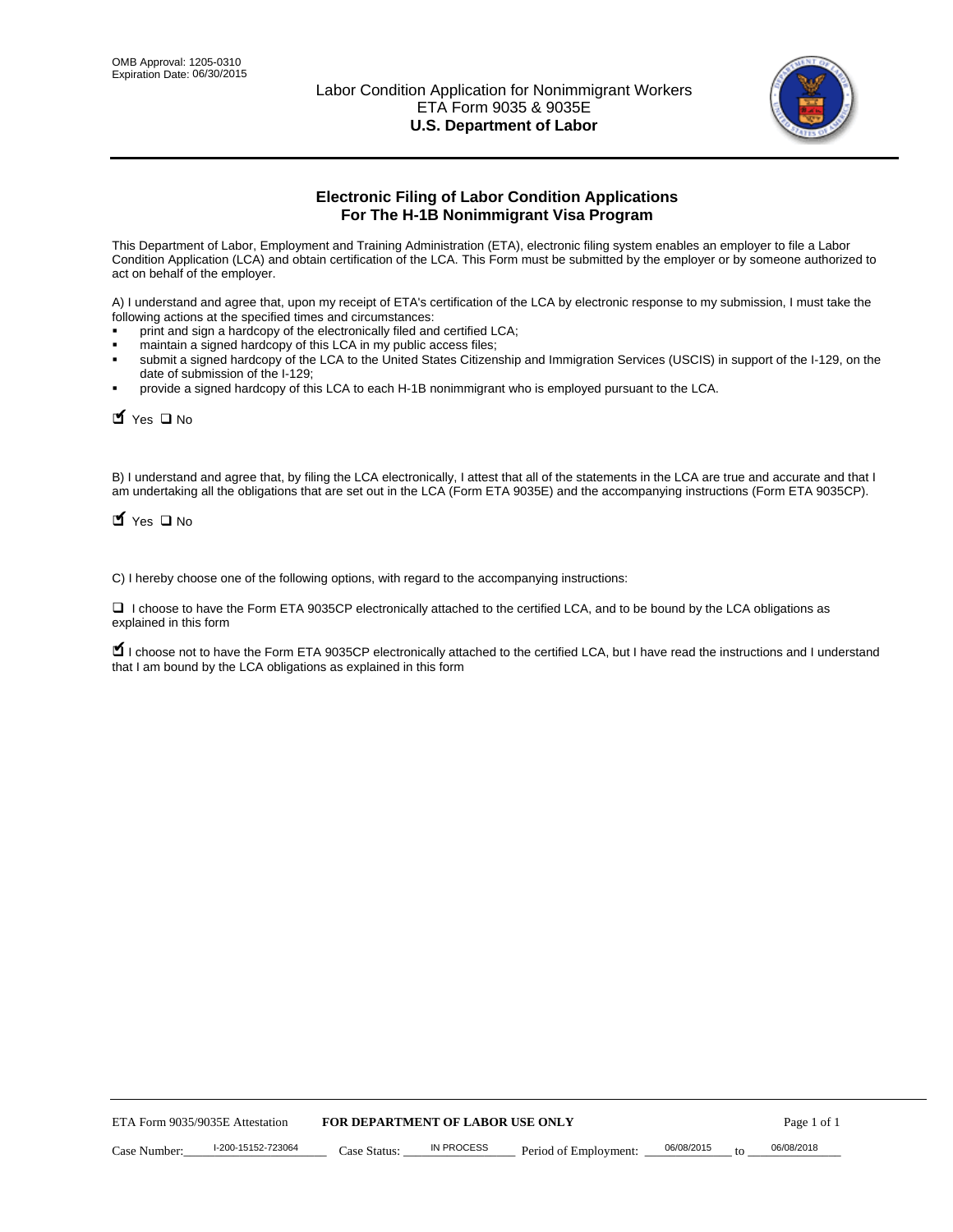OMB Approval: 1205-0310
Expiration Date: 06/30/2015

# Labor Condition Application for Nonimmigrant Workers
ETA Form 9035 & 9035E
**U.S. Department of Labor**

## Electronic Filing of Labor Condition Applications For The H-1B Nonimmigrant Visa Program

This Department of Labor, Employment and Training Administration (ETA), electronic filing system enables an employer to file a Labor Condition Application (LCA) and obtain certification of the LCA. This Form must be submitted by the employer or by someone authorized to act on behalf of the employer.

A) I understand and agree that, upon my receipt of ETA's certification of the LCA by electronic response to my submission, I must take the following actions at the specified times and circumstances:

- print and sign a hardcopy of the electronically filed and certified LCA;
- maintain a signed hardcopy of this LCA in my public access files;
- submit a signed hardcopy of the LCA to the United States Citizenship and Immigration Services (USCIS) in support of the I-129, on the date of submission of the I-129;
- provide a signed hardcopy of this LCA to each H-1B nonimmigrant who is employed pursuant to the LCA.

☑ Yes ☐ No

B) I understand and agree that, by filing the LCA electronically, I attest that all of the statements in the LCA are true and accurate and that I am undertaking all the obligations that are set out in the LCA (Form ETA 9035E) and the accompanying instructions (Form ETA 9035CP).

☑ Yes ☐ No

C) I hereby choose one of the following options, with regard to the accompanying instructions:

☐ I choose to have the Form ETA 9035CP electronically attached to the certified LCA, and to be bound by the LCA obligations as explained in this form

☑ I choose not to have the Form ETA 9035CP electronically attached to the certified LCA, but I have read the instructions and I understand that I am bound by the LCA obligations as explained in this form

ETA Form 9035/9035E Attestation **FOR DEPARTMENT OF LABOR USE ONLY**

Case Number: I-200-15152-723064 Case Status: IN PROCESS Period of Employment: 06/08/2015 to 06/08/2018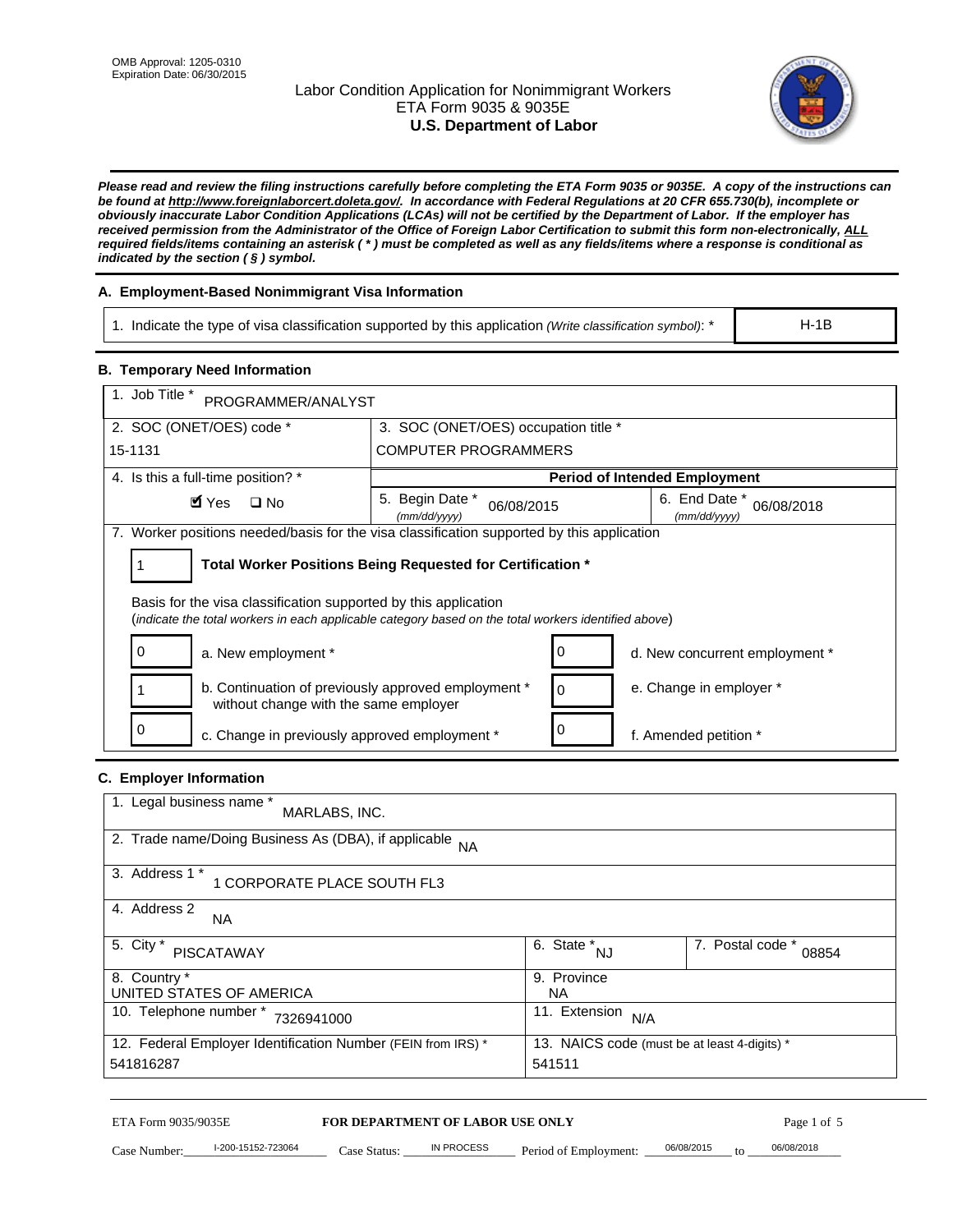OMB Approval: 1205-0310
Expiration Date: 06/30/2015

# Labor Condition Application for Nonimmigrant Workers
## ETA Form 9035 & 9035E
## U.S. Department of Labor

***Please read and review the filing instructions carefully before completing the ETA Form 9035 or 9035E. A copy of the instructions can be found at http://www.foreignlaborcert.doleta.gov/. In accordance with Federal Regulations at 20 CFR 655.730(b), incomplete or obviously inaccurate Labor Condition Applications (LCAs) will not be certified by the Department of Labor. If the employer has received permission from the Administrator of the Office of Foreign Labor Certification to submit this form non-electronically, ALL required fields/items containing an asterisk ( * ) must be completed as well as any fields/items where a response is conditional as indicated by the section ( § ) symbol.***

### A. Employment-Based Nonimmigrant Visa Information

| 1. Indicate the type of visa classification supported by this application *(Write classification symbol)*: * | H-1B |
|---|---|

### B. Temporary Need Information

| 1. Job Title * PROGRAMMER/ANALYST | | |
|---|---|---|
| 2. SOC (ONET/OES) code * 15-1131 | 3. SOC (ONET/OES) occupation title * COMPUTER PROGRAMMERS | |
| 4. Is this a full-time position? * ☑ Yes ☐ No | **Period of Intended Employment** | |
| | 5. Begin Date * *(mm/dd/yyyy)* 06/08/2015 | 6. End Date * *(mm/dd/yyyy)* 06/08/2018 |

7. Worker positions needed/basis for the visa classification supported by this application

1 **Total Worker Positions Being Requested for Certification \***

Basis for the visa classification supported by this application
(*indicate the total workers in each applicable category based on the total workers identified above*)

| | | | |
|---|---|---|---|
| 0 | a. New employment * | 0 | d. New concurrent employment * |
| 1 | b. Continuation of previously approved employment * without change with the same employer | 0 | e. Change in employer * |
| 0 | c. Change in previously approved employment * | 0 | f. Amended petition * |

### C. Employer Information

| | | |
|---|---|---|
| 1. Legal business name * MARLABS, INC. | | |
| 2. Trade name/Doing Business As (DBA), if applicable NA | | |
| 3. Address 1 * 1 CORPORATE PLACE SOUTH FL3 | | |
| 4. Address 2 NA | | |
| 5. City * PISCATAWAY | 6. State * NJ | 7. Postal code * 08854 |
| 8. Country * UNITED STATES OF AMERICA | 9. Province NA | |
| 10. Telephone number * 7326941000 | 11. Extension N/A | |
| 12. Federal Employer Identification Number (FEIN from IRS) * 541816287 | 13. NAICS code (must be at least 4-digits) * 541511 | |

ETA Form 9035/9035E **FOR DEPARTMENT OF LABOR USE ONLY**

Case Number: I-200-15152-723064 Case Status: IN PROCESS Period of Employment: 06/08/2015 to 06/08/2018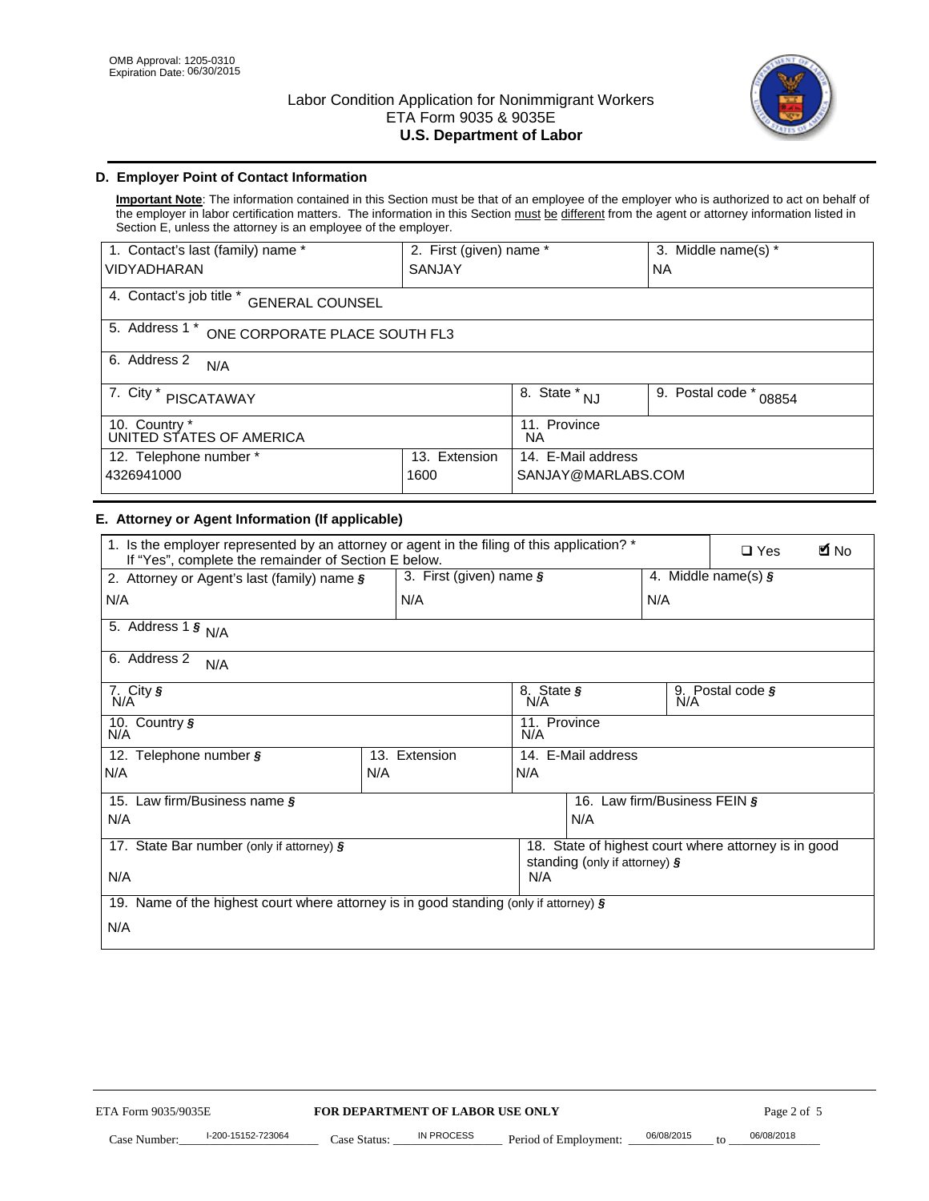OMB Approval: 1205-0310
Expiration Date: 06/30/2015

# Labor Condition Application for Nonimmigrant Workers
## ETA Form 9035 & 9035E
## U.S. Department of Labor

## D. Employer Point of Contact Information

**Important Note**: The information contained in this Section must be that of an employee of the employer who is authorized to act on behalf of the employer in labor certification matters. The information in this Section must be different from the agent or attorney information listed in Section E, unless the attorney is an employee of the employer.

| 1. Contact's last (family) name * | 2. First (given) name * | 3. Middle name(s) * |
|---|---|---|
| VIDYADHARAN | SANJAY | NA |

4. Contact's job title * GENERAL COUNSEL

5. Address 1 * ONE CORPORATE PLACE SOUTH FL3

6. Address 2 N/A

| 7. City * | 8. State * | 9. Postal code * |
|---|---|---|
| PISCATAWAY | NJ | 08854 |

| 10. Country * | 11. Province |
|---|---|
| UNITED STATES OF AMERICA | NA |

| 12. Telephone number * | 13. Extension | 14. E-Mail address |
|---|---|---|
| 4326941000 | 1600 | SANJAY@MARLABS.COM |

## E. Attorney or Agent Information (If applicable)

1. Is the employer represented by an attorney or agent in the filing of this application? * If "Yes", complete the remainder of Section E below. ☐ Yes ☑ No

| 2. Attorney or Agent's last (family) name § | 3. First (given) name § | 4. Middle name(s) § |
|---|---|---|
| N/A | N/A | N/A |

5. Address 1 § N/A

6. Address 2 N/A

| 7. City § | 8. State § | 9. Postal code § |
|---|---|---|
| N/A | N/A | N/A |

| 10. Country § | 11. Province |
|---|---|
| N/A | N/A |

| 12. Telephone number § | 13. Extension | 14. E-Mail address |
|---|---|---|
| N/A | N/A | N/A |

| 15. Law firm/Business name § | 16. Law firm/Business FEIN § |
|---|---|
| N/A | N/A |

| 17. State Bar number (only if attorney) § | 18. State of highest court where attorney is in good standing (only if attorney) § |
|---|---|
| N/A | N/A |

19. Name of the highest court where attorney is in good standing (only if attorney) §

N/A

ETA Form 9035/9035E **FOR DEPARTMENT OF LABOR USE ONLY**

Case Number: I-200-15152-723064 Case Status: IN PROCESS Period of Employment: 06/08/2015 to 06/08/2018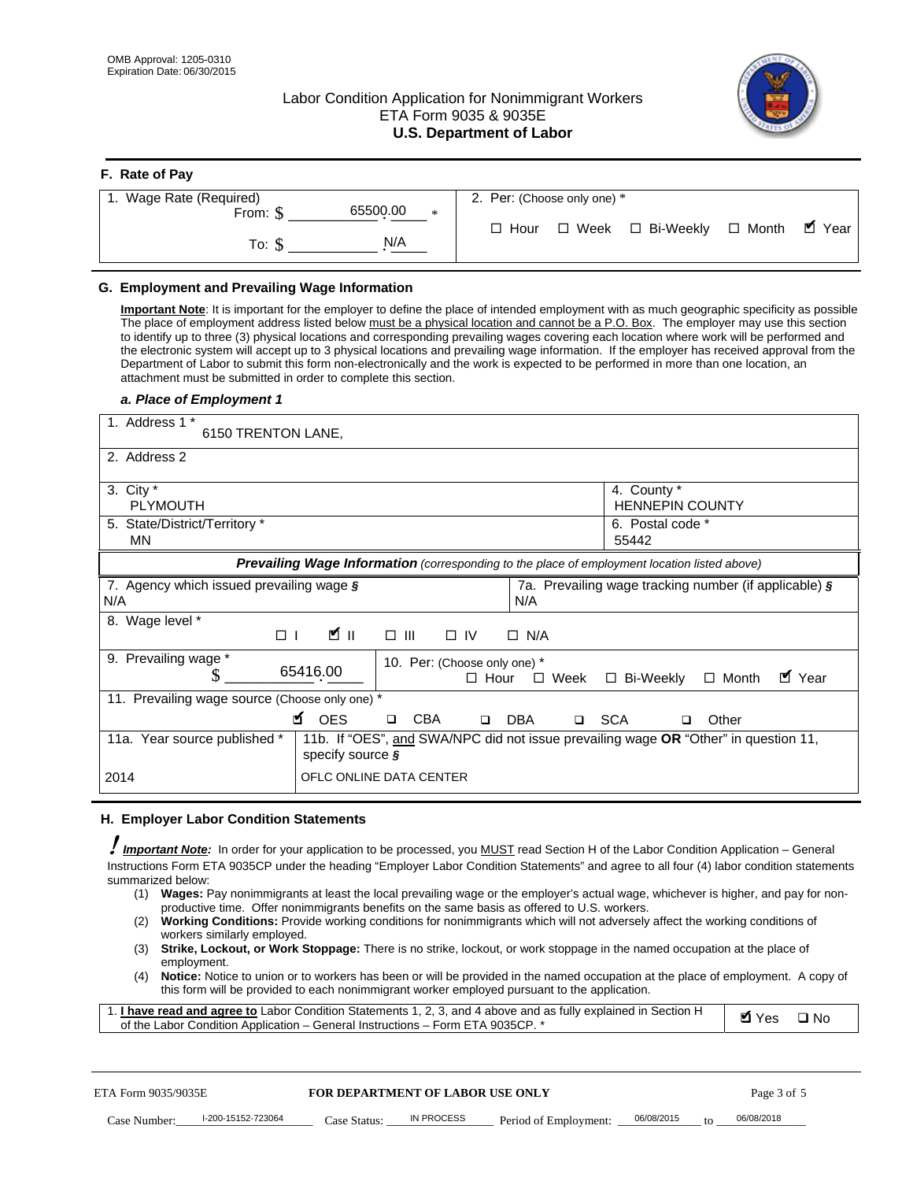OMB Approval: 1205-0310
Expiration Date: 06/30/2015

# Labor Condition Application for Nonimmigrant Workers
ETA Form 9035 & 9035E
**U.S. Department of Labor**

## F. Rate of Pay

| 1. Wage Rate (Required) | 2. Per: (Choose only one) * |
|---|---|
| From: $ 65500.00 * | ☐ Hour ☐ Week ☐ Bi-Weekly ☐ Month ☑ Year |
| To: $ N/A | |

## G. Employment and Prevailing Wage Information

**Important Note**: It is important for the employer to define the place of intended employment with as much geographic specificity as possible The place of employment address listed below must be a physical location and cannot be a P.O. Box. The employer may use this section to identify up to three (3) physical locations and corresponding prevailing wages covering each location where work will be performed and the electronic system will accept up to 3 physical locations and prevailing wage information. If the employer has received approval from the Department of Labor to submit this form non-electronically and the work is expected to be performed in more than one location, an attachment must be submitted in order to complete this section.

### *a. Place of Employment 1*

| | |
|---|---|
| 1. Address 1 * 6150 TRENTON LANE, | |
| 2. Address 2 | |
| 3. City * PLYMOUTH | 4. County * HENNEPIN COUNTY |
| 5. State/District/Territory * MN | 6. Postal code * 55442 |

***Prevailing Wage Information*** *(corresponding to the place of employment location listed above)*

| | |
|---|---|
| 7. Agency which issued prevailing wage § N/A | 7a. Prevailing wage tracking number (if applicable) § N/A |
| 8. Wage level * ☐ I ☑ II ☐ III ☐ IV ☐ N/A | |
| 9. Prevailing wage * $ 65416.00 | 10. Per: (Choose only one) * ☐ Hour ☐ Week ☐ Bi-Weekly ☐ Month ☑ Year |
| 11. Prevailing wage source (Choose only one) * ☑ OES ☐ CBA ☐ DBA ☐ SCA ☐ Other | |
| 11a. Year source published * 2014 | 11b. If "OES", and SWA/NPC did not issue prevailing wage **OR** "Other" in question 11, specify source § OFLC ONLINE DATA CENTER |

## H. Employer Labor Condition Statements

***Important Note:*** In order for your application to be processed, you MUST read Section H of the Labor Condition Application – General Instructions Form ETA 9035CP under the heading "Employer Labor Condition Statements" and agree to all four (4) labor condition statements summarized below:

(1) **Wages:** Pay nonimmigrants at least the local prevailing wage or the employer's actual wage, whichever is higher, and pay for non-productive time. Offer nonimmigrants benefits on the same basis as offered to U.S. workers.
(2) **Working Conditions:** Provide working conditions for nonimmigrants which will not adversely affect the working conditions of workers similarly employed.
(3) **Strike, Lockout, or Work Stoppage:** There is no strike, lockout, or work stoppage in the named occupation at the place of employment.
(4) **Notice:** Notice to union or to workers has been or will be provided in the named occupation at the place of employment. A copy of this form will be provided to each nonimmigrant worker employed pursuant to the application.

| | |
|---|---|
| 1. **I have read and agree to** Labor Condition Statements 1, 2, 3, and 4 above and as fully explained in Section H of the Labor Condition Application – General Instructions – Form ETA 9035CP. * | ☑ Yes ☐ No |

ETA Form 9035/9035E — **FOR DEPARTMENT OF LABOR USE ONLY**

Case Number: I-200-15152-723064 Case Status: IN PROCESS Period of Employment: 06/08/2015 to 06/08/2018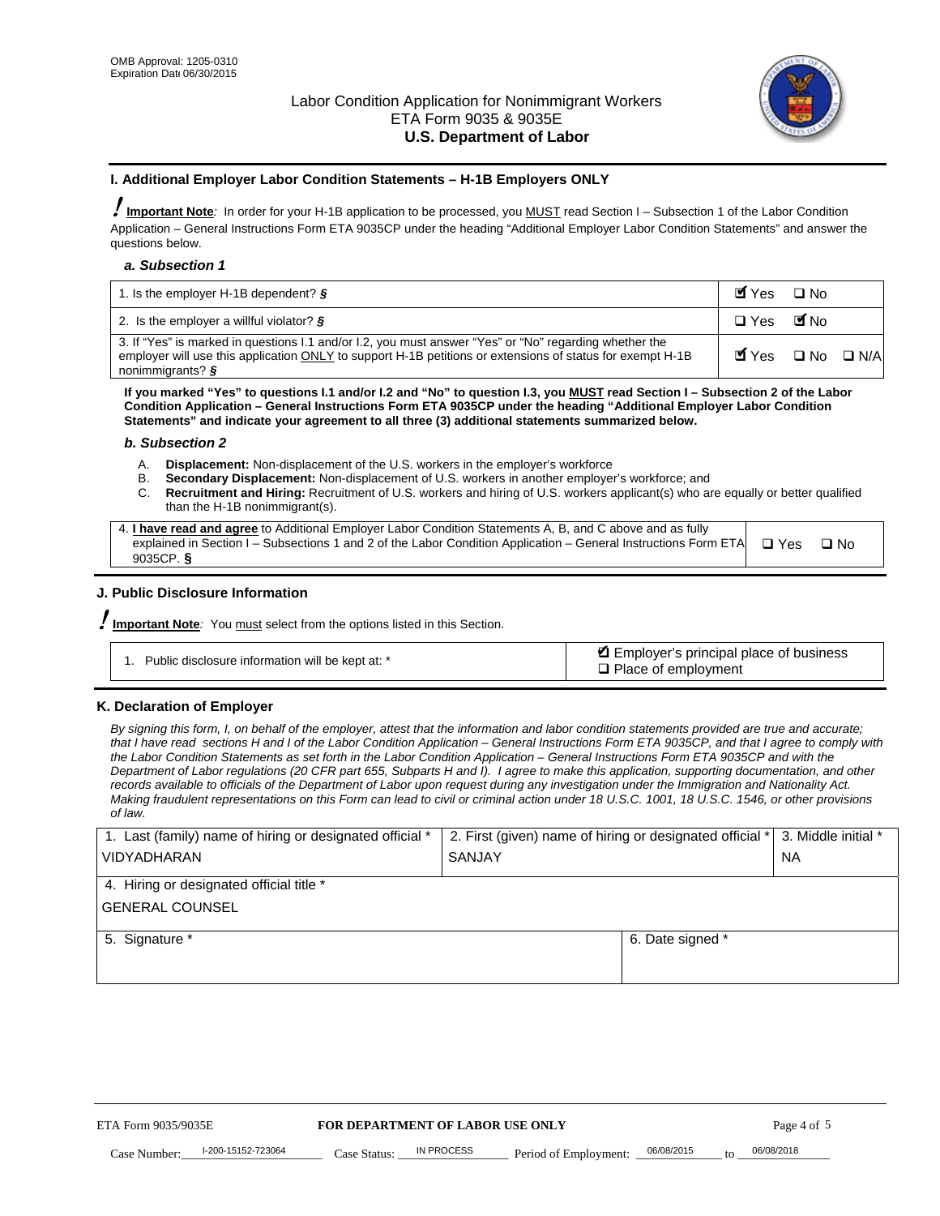OMB Approval: 1205-0310
Expiration Date 06/30/2015

# Labor Condition Application for Nonimmigrant Workers
ETA Form 9035 & 9035E
**U.S. Department of Labor**

## I. Additional Employer Labor Condition Statements – H-1B Employers ONLY

**Important Note**: In order for your H-1B application to be processed, you MUST read Section I – Subsection 1 of the Labor Condition Application – General Instructions Form ETA 9035CP under the heading "Additional Employer Labor Condition Statements" and answer the questions below.

### a. Subsection 1

| | |
|---|---|
| 1. Is the employer H-1B dependent? § | ☑ Yes ☐ No |
| 2. Is the employer a willful violator? § | ☐ Yes ☑ No |
| 3. If "Yes" is marked in questions I.1 and/or I.2, you must answer "Yes" or "No" regarding whether the employer will use this application ONLY to support H-1B petitions or extensions of status for exempt H-1B nonimmigrants? § | ☑ Yes ☐ No ☐ N/A |

**If you marked "Yes" to questions I.1 and/or I.2 and "No" to question I.3, you MUST read Section I – Subsection 2 of the Labor Condition Application – General Instructions Form ETA 9035CP under the heading "Additional Employer Labor Condition Statements" and indicate your agreement to all three (3) additional statements summarized below.**

### b. Subsection 2

A. **Displacement:** Non-displacement of the U.S. workers in the employer's workforce
B. **Secondary Displacement:** Non-displacement of U.S. workers in another employer's workforce; and
C. **Recruitment and Hiring:** Recruitment of U.S. workers and hiring of U.S. workers applicant(s) who are equally or better qualified than the H-1B nonimmigrant(s).

| | |
|---|---|
| 4. **I have read and agree** to Additional Employer Labor Condition Statements A, B, and C above and as fully explained in Section I – Subsections 1 and 2 of the Labor Condition Application – General Instructions Form ETA 9035CP. § | ☐ Yes ☐ No |

## J. Public Disclosure Information

**Important Note**: You must select from the options listed in this Section.

| | |
|---|---|
| 1. Public disclosure information will be kept at: * | ☑ Employer's principal place of business<br>☐ Place of employment |

## K. Declaration of Employer

*By signing this form, I, on behalf of the employer, attest that the information and labor condition statements provided are true and accurate; that I have read sections H and I of the Labor Condition Application – General Instructions Form ETA 9035CP, and that I agree to comply with the Labor Condition Statements as set forth in the Labor Condition Application – General Instructions Form ETA 9035CP and with the Department of Labor regulations (20 CFR part 655, Subparts H and I). I agree to make this application, supporting documentation, and other records available to officials of the Department of Labor upon request during any investigation under the Immigration and Nationality Act. Making fraudulent representations on this Form can lead to civil or criminal action under 18 U.S.C. 1001, 18 U.S.C. 1546, or other provisions of law.*

| 1. Last (family) name of hiring or designated official * | 2. First (given) name of hiring or designated official * | 3. Middle initial * |
|---|---|---|
| VIDYADHARAN | SANJAY | NA |
| 4. Hiring or designated official title * | | |
| GENERAL COUNSEL | | |
| 5. Signature * | 6. Date signed * | |
| | | |

ETA Form 9035/9035E — **FOR DEPARTMENT OF LABOR USE ONLY**

Case Number: I-200-15152-723064 Case Status: IN PROCESS Period of Employment: 06/08/2015 to 06/08/2018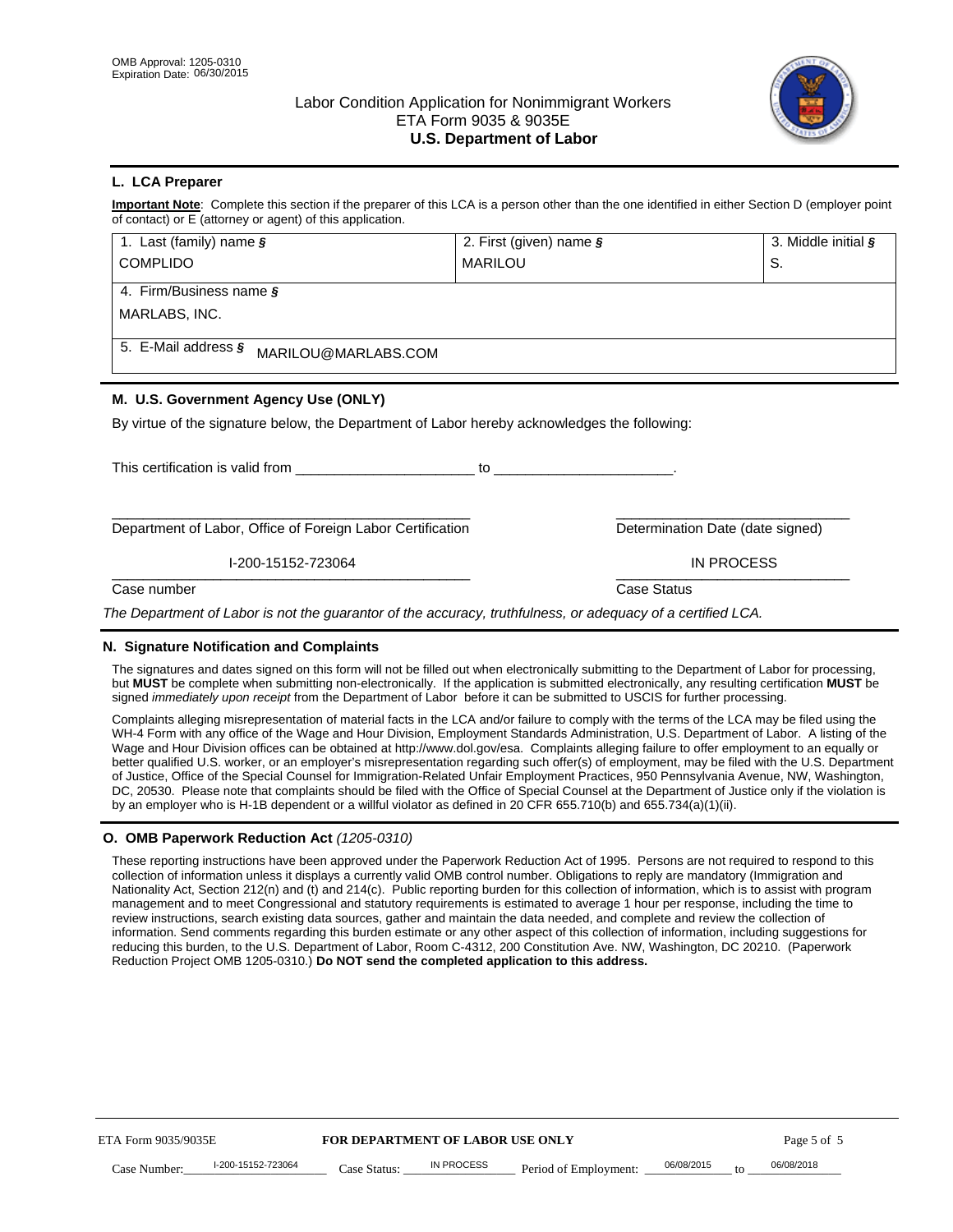OMB Approval: 1205-0310
Expiration Date: 06/30/2015

# Labor Condition Application for Nonimmigrant Workers
## ETA Form 9035 & 9035E
## U.S. Department of Labor

### L. LCA Preparer

**Important Note**: Complete this section if the preparer of this LCA is a person other than the one identified in either Section D (employer point of contact) or E (attorney or agent) of this application.

| 1. Last (family) name § | 2. First (given) name § | 3. Middle initial § |
|---|---|---|
| COMPLIDO | MARILOU | S. |

4. Firm/Business name §
MARLABS, INC.

5. E-Mail address § MARILOU@MARLABS.COM

### M. U.S. Government Agency Use (ONLY)

By virtue of the signature below, the Department of Labor hereby acknowledges the following:

This certification is valid from ______________________ to ______________________.

______________________________________________ Department of Labor, Office of Foreign Labor Certification

______________________________ Determination Date (date signed)

I-200-15152-723064
Case number

IN PROCESS
Case Status

*The Department of Labor is not the guarantor of the accuracy, truthfulness, or adequacy of a certified LCA.*

### N. Signature Notification and Complaints

The signatures and dates signed on this form will not be filled out when electronically submitting to the Department of Labor for processing, but **MUST** be complete when submitting non-electronically. If the application is submitted electronically, any resulting certification **MUST** be signed *immediately upon receipt* from the Department of Labor before it can be submitted to USCIS for further processing.

Complaints alleging misrepresentation of material facts in the LCA and/or failure to comply with the terms of the LCA may be filed using the WH-4 Form with any office of the Wage and Hour Division, Employment Standards Administration, U.S. Department of Labor. A listing of the Wage and Hour Division offices can be obtained at http://www.dol.gov/esa. Complaints alleging failure to offer employment to an equally or better qualified U.S. worker, or an employer's misrepresentation regarding such offer(s) of employment, may be filed with the U.S. Department of Justice, Office of the Special Counsel for Immigration-Related Unfair Employment Practices, 950 Pennsylvania Avenue, NW, Washington, DC, 20530. Please note that complaints should be filed with the Office of Special Counsel at the Department of Justice only if the violation is by an employer who is H-1B dependent or a willful violator as defined in 20 CFR 655.710(b) and 655.734(a)(1)(ii).

### O. OMB Paperwork Reduction Act *(1205-0310)*

These reporting instructions have been approved under the Paperwork Reduction Act of 1995. Persons are not required to respond to this collection of information unless it displays a currently valid OMB control number. Obligations to reply are mandatory (Immigration and Nationality Act, Section 212(n) and (t) and 214(c). Public reporting burden for this collection of information, which is to assist with program management and to meet Congressional and statutory requirements is estimated to average 1 hour per response, including the time to review instructions, search existing data sources, gather and maintain the data needed, and complete and review the collection of information. Send comments regarding this burden estimate or any other aspect of this collection of information, including suggestions for reducing this burden, to the U.S. Department of Labor, Room C-4312, 200 Constitution Ave. NW, Washington, DC 20210. (Paperwork Reduction Project OMB 1205-0310.) **Do NOT send the completed application to this address.**

ETA Form 9035/9035E — **FOR DEPARTMENT OF LABOR USE ONLY**

Case Number: I-200-15152-723064 Case Status: IN PROCESS Period of Employment: 06/08/2015 to 06/08/2018